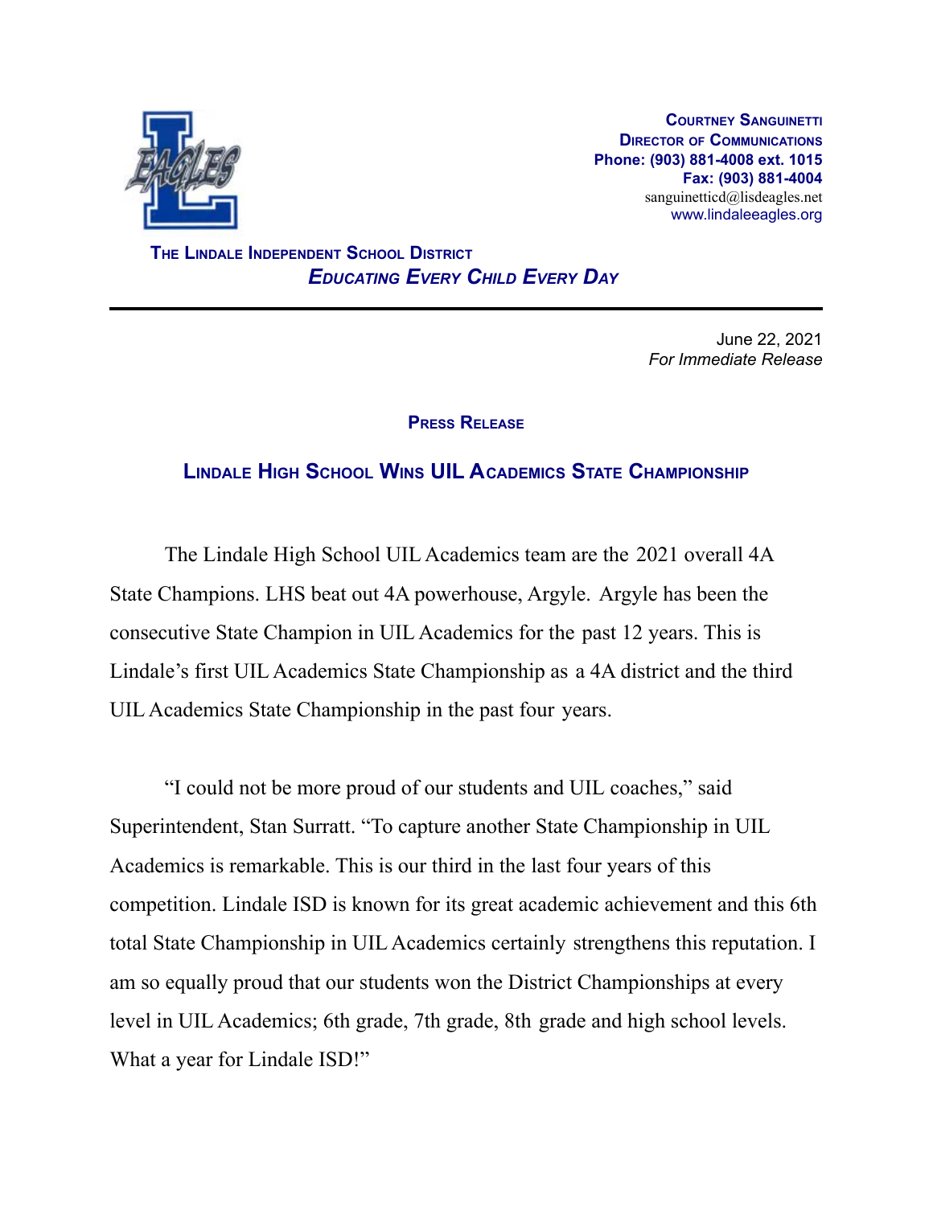**Courtney Sanguinetti**
**Director of Communications**
**Phone: (903) 881-4008 ext. 1015**
**Fax: (903) 881-4004**
sanguinetticd@lisdeagles.net
www.lindaleeagles.org

**The Lindale Independent School District**
***Educating Every Child Every Day***

---

June 22, 2021
*For Immediate Release*

## Press Release

## Lindale High School Wins UIL Academics State Championship

The Lindale High School UIL Academics team are the 2021 overall 4A State Champions. LHS beat out 4A powerhouse, Argyle. Argyle has been the consecutive State Champion in UIL Academics for the past 12 years. This is Lindale's first UIL Academics State Championship as a 4A district and the third UIL Academics State Championship in the past four years.

"I could not be more proud of our students and UIL coaches," said Superintendent, Stan Surratt. "To capture another State Championship in UIL Academics is remarkable. This is our third in the last four years of this competition. Lindale ISD is known for its great academic achievement and this 6th total State Championship in UIL Academics certainly strengthens this reputation. I am so equally proud that our students won the District Championships at every level in UIL Academics; 6th grade, 7th grade, 8th grade and high school levels. What a year for Lindale ISD!"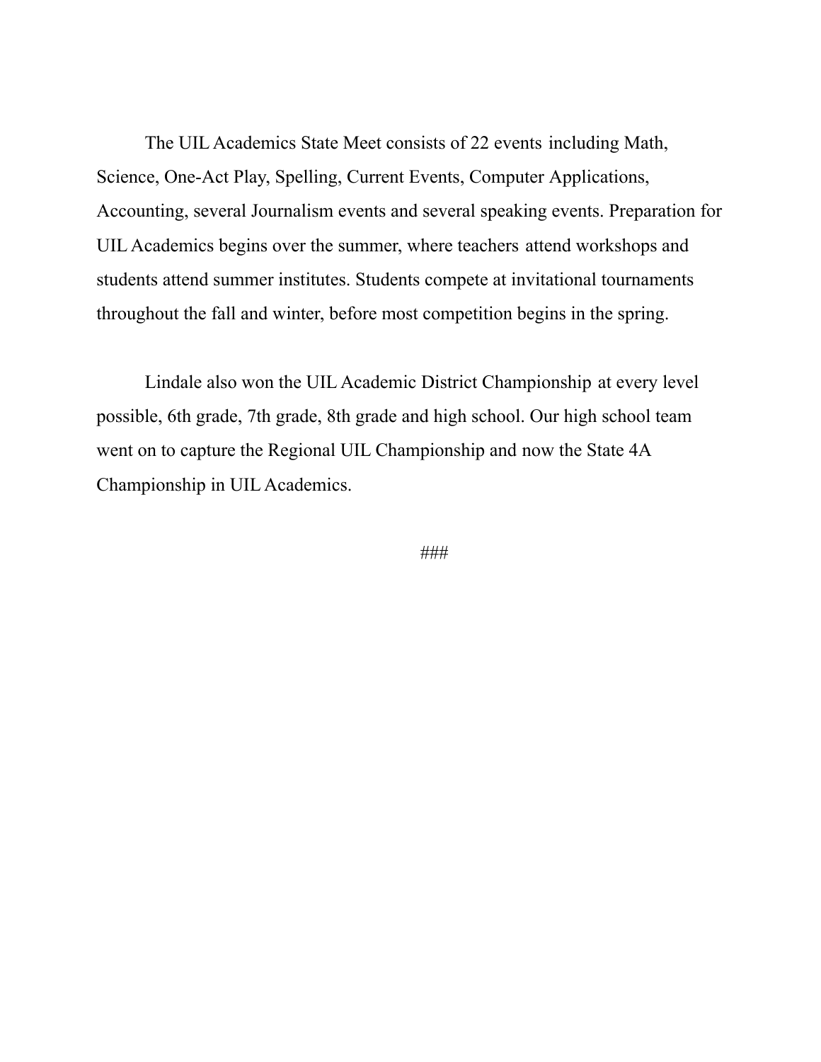The UIL Academics State Meet consists of 22 events including Math, Science, One-Act Play, Spelling, Current Events, Computer Applications, Accounting, several Journalism events and several speaking events. Preparation for UIL Academics begins over the summer, where teachers attend workshops and students attend summer institutes. Students compete at invitational tournaments throughout the fall and winter, before most competition begins in the spring.

Lindale also won the UIL Academic District Championship at every level possible, 6th grade, 7th grade, 8th grade and high school. Our high school team went on to capture the Regional UIL Championship and now the State 4A Championship in UIL Academics.

###